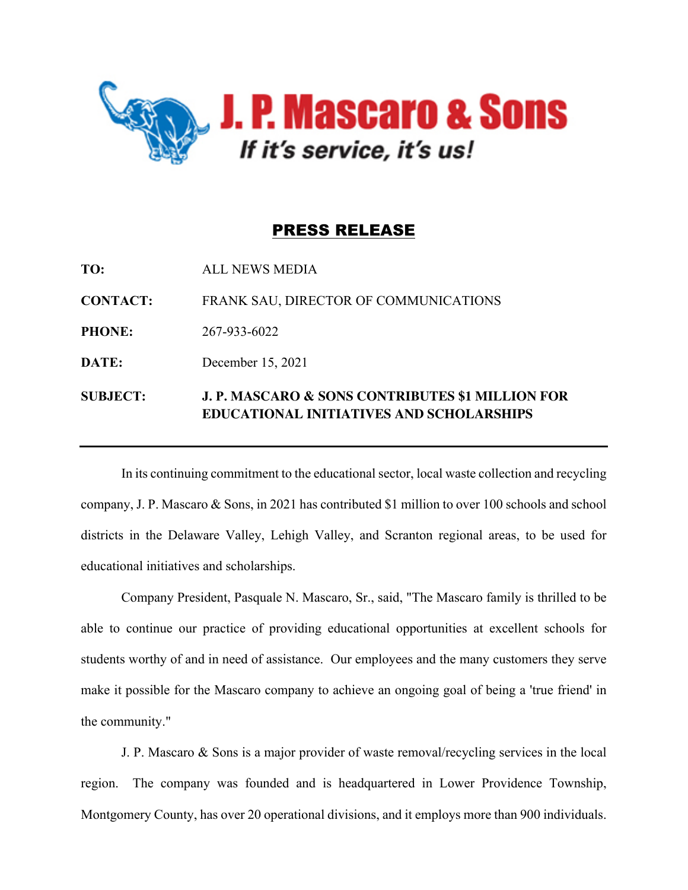# J. P. Mascaro & Sons

*If it's service, it's us!*

## PRESS RELEASE

**TO:** ALL NEWS MEDIA

**CONTACT:** FRANK SAU, DIRECTOR OF COMMUNICATIONS

**PHONE:** 267-933-6022

**DATE:** December 15, 2021

**SUBJECT:** **J. P. MASCARO & SONS CONTRIBUTES $1 MILLION FOR EDUCATIONAL INITIATIVES AND SCHOLARSHIPS**

---

In its continuing commitment to the educational sector, local waste collection and recycling company, J. P. Mascaro & Sons, in 2021 has contributed $1 million to over 100 schools and school districts in the Delaware Valley, Lehigh Valley, and Scranton regional areas, to be used for educational initiatives and scholarships.

Company President, Pasquale N. Mascaro, Sr., said, "The Mascaro family is thrilled to be able to continue our practice of providing educational opportunities at excellent schools for students worthy of and in need of assistance. Our employees and the many customers they serve make it possible for the Mascaro company to achieve an ongoing goal of being a 'true friend' in the community."

J. P. Mascaro & Sons is a major provider of waste removal/recycling services in the local region. The company was founded and is headquartered in Lower Providence Township, Montgomery County, has over 20 operational divisions, and it employs more than 900 individuals.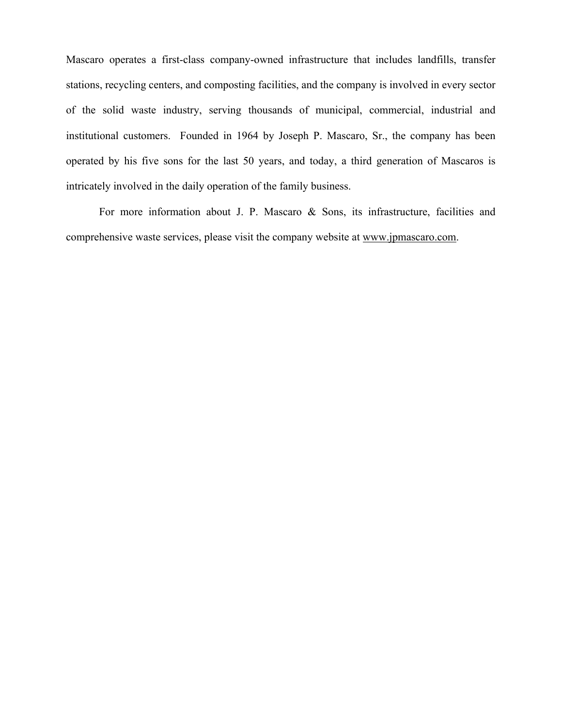Mascaro operates a first-class company-owned infrastructure that includes landfills, transfer stations, recycling centers, and composting facilities, and the company is involved in every sector of the solid waste industry, serving thousands of municipal, commercial, industrial and institutional customers. Founded in 1964 by Joseph P. Mascaro, Sr., the company has been operated by his five sons for the last 50 years, and today, a third generation of Mascaros is intricately involved in the daily operation of the family business.

For more information about J. P. Mascaro & Sons, its infrastructure, facilities and comprehensive waste services, please visit the company website at www.jpmascaro.com.